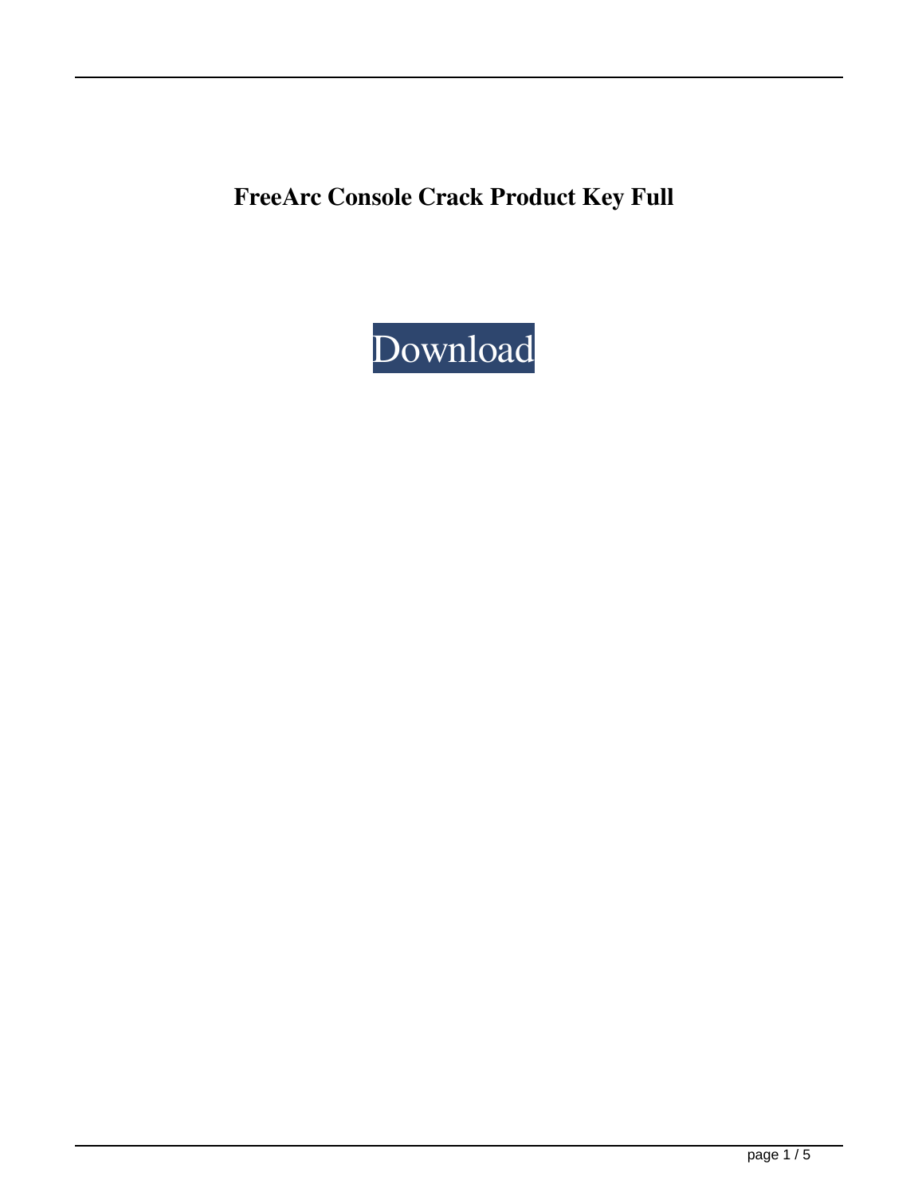**FreeArc Console Crack Product Key Full**

Download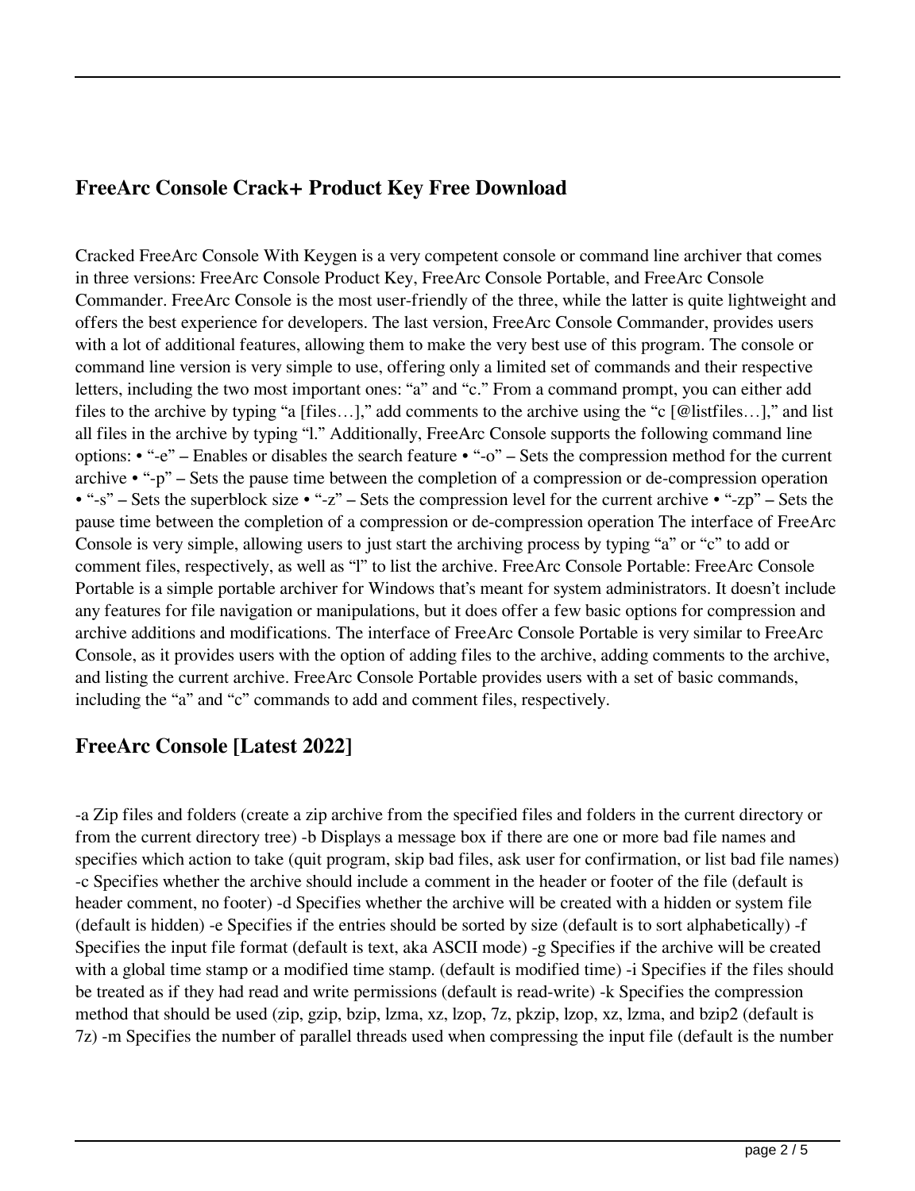## FreeArc Console Crack+ Product Key Free Download

Cracked FreeArc Console With Keygen is a very competent console or command line archiver that comes in three versions: FreeArc Console Product Key, FreeArc Console Portable, and FreeArc Console Commander. FreeArc Console is the most user-friendly of the three, while the latter is quite lightweight and offers the best experience for developers. The last version, FreeArc Console Commander, provides users with a lot of additional features, allowing them to make the very best use of this program. The console or command line version is very simple to use, offering only a limited set of commands and their respective letters, including the two most important ones: "a" and "c." From a command prompt, you can either add files to the archive by typing "a [files…]," add comments to the archive using the "c [@listfiles…]," and list all files in the archive by typing "l." Additionally, FreeArc Console supports the following command line options: • "-e" – Enables or disables the search feature • "-o" – Sets the compression method for the current archive • "-p" – Sets the pause time between the completion of a compression or de-compression operation • "-s" – Sets the superblock size • "-z" – Sets the compression level for the current archive • "-zp" – Sets the pause time between the completion of a compression or de-compression operation The interface of FreeArc Console is very simple, allowing users to just start the archiving process by typing "a" or "c" to add or comment files, respectively, as well as "l" to list the archive. FreeArc Console Portable: FreeArc Console Portable is a simple portable archiver for Windows that's meant for system administrators. It doesn't include any features for file navigation or manipulations, but it does offer a few basic options for compression and archive additions and modifications. The interface of FreeArc Console Portable is very similar to FreeArc Console, as it provides users with the option of adding files to the archive, adding comments to the archive, and listing the current archive. FreeArc Console Portable provides users with a set of basic commands, including the "a" and "c" commands to add and comment files, respectively.

## FreeArc Console [Latest 2022]

-a Zip files and folders (create a zip archive from the specified files and folders in the current directory or from the current directory tree) -b Displays a message box if there are one or more bad file names and specifies which action to take (quit program, skip bad files, ask user for confirmation, or list bad file names) -c Specifies whether the archive should include a comment in the header or footer of the file (default is header comment, no footer) -d Specifies whether the archive will be created with a hidden or system file (default is hidden) -e Specifies if the entries should be sorted by size (default is to sort alphabetically) -f Specifies the input file format (default is text, aka ASCII mode) -g Specifies if the archive will be created with a global time stamp or a modified time stamp. (default is modified time) -i Specifies if the files should be treated as if they had read and write permissions (default is read-write) -k Specifies the compression method that should be used (zip, gzip, bzip, lzma, xz, lzop, 7z, pkzip, lzop, xz, lzma, and bzip2 (default is 7z) -m Specifies the number of parallel threads used when compressing the input file (default is the number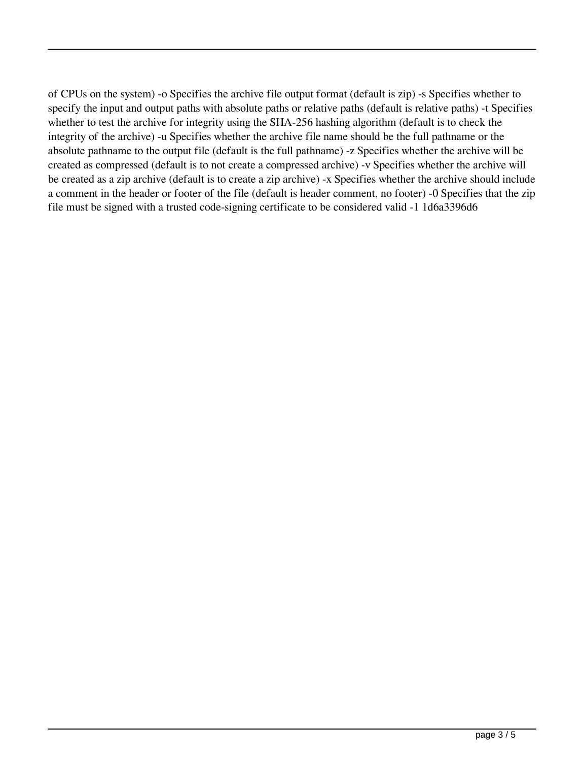of CPUs on the system) -o Specifies the archive file output format (default is zip) -s Specifies whether to specify the input and output paths with absolute paths or relative paths (default is relative paths) -t Specifies whether to test the archive for integrity using the SHA-256 hashing algorithm (default is to check the integrity of the archive) -u Specifies whether the archive file name should be the full pathname or the absolute pathname to the output file (default is the full pathname) -z Specifies whether the archive will be created as compressed (default is to not create a compressed archive) -v Specifies whether the archive will be created as a zip archive (default is to create a zip archive) -x Specifies whether the archive should include a comment in the header or footer of the file (default is header comment, no footer) -0 Specifies that the zip file must be signed with a trusted code-signing certificate to be considered valid -1 1d6a3396d6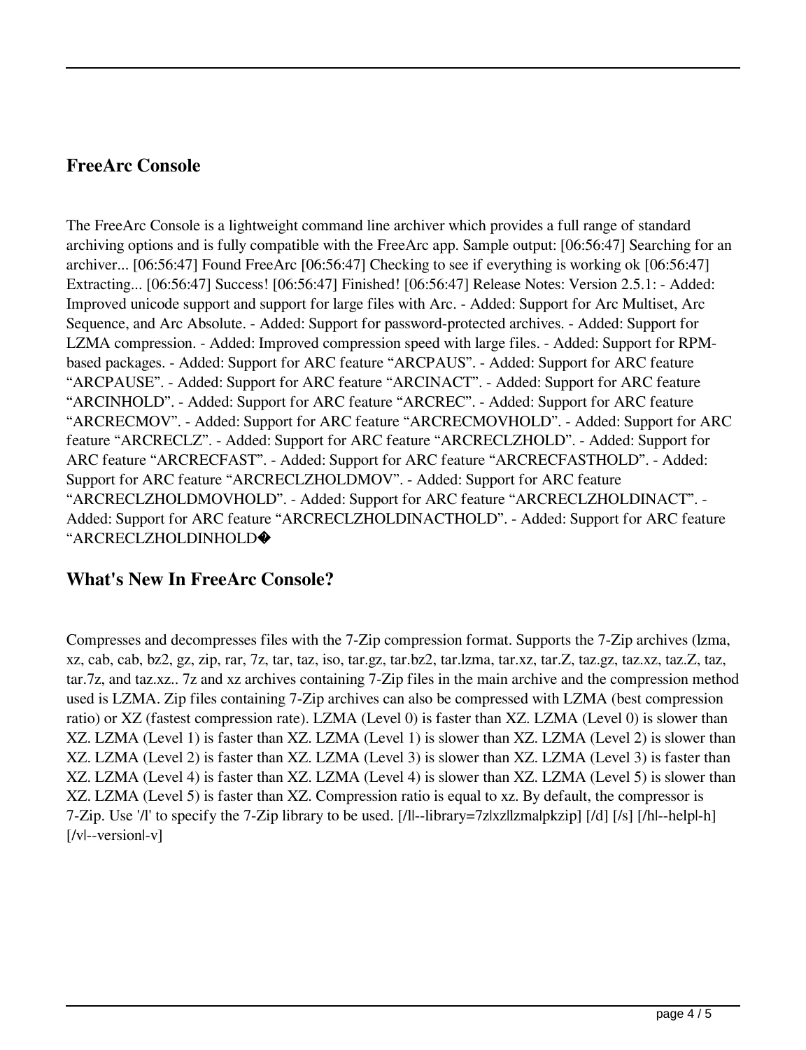## FreeArc Console

The FreeArc Console is a lightweight command line archiver which provides a full range of standard archiving options and is fully compatible with the FreeArc app. Sample output: [06:56:47] Searching for an archiver... [06:56:47] Found FreeArc [06:56:47] Checking to see if everything is working ok [06:56:47] Extracting... [06:56:47] Success! [06:56:47] Finished! [06:56:47] Release Notes: Version 2.5.1: - Added: Improved unicode support and support for large files with Arc. - Added: Support for Arc Multiset, Arc Sequence, and Arc Absolute. - Added: Support for password-protected archives. - Added: Support for LZMA compression. - Added: Improved compression speed with large files. - Added: Support for RPM-based packages. - Added: Support for ARC feature “ARCPAUS”. - Added: Support for ARC feature “ARCPAUSE”. - Added: Support for ARC feature “ARCINACT”. - Added: Support for ARC feature “ARCINHOLD”. - Added: Support for ARC feature “ARCREC”. - Added: Support for ARC feature “ARCRECMOV”. - Added: Support for ARC feature “ARCRECMOVHOLD”. - Added: Support for ARC feature “ARCRECLZ”. - Added: Support for ARC feature “ARCRECLZHOLD”. - Added: Support for ARC feature “ARCRECFAST”. - Added: Support for ARC feature “ARCRECFASTHOLD”. - Added: Support for ARC feature “ARCRECLZHOLDMOV”. - Added: Support for ARC feature “ARCRECLZHOLDMOVHOLD”. - Added: Support for ARC feature “ARCRECLZHOLDINACT”. - Added: Support for ARC feature “ARCRECLZHOLDINACTHOLD”. - Added: Support for ARC feature “ARCRECLZHOLDINHOLD�

## What's New In FreeArc Console?

Compresses and decompresses files with the 7-Zip compression format. Supports the 7-Zip archives (lzma, xz, cab, cab, bz2, gz, zip, rar, 7z, tar, taz, iso, tar.gz, tar.bz2, tar.lzma, tar.xz, tar.Z, taz.gz, taz.xz, taz.Z, taz, tar.7z, and taz.xz.. 7z and xz archives containing 7-Zip files in the main archive and the compression method used is LZMA. Zip files containing 7-Zip archives can also be compressed with LZMA (best compression ratio) or XZ (fastest compression rate). LZMA (Level 0) is faster than XZ. LZMA (Level 0) is slower than XZ. LZMA (Level 1) is faster than XZ. LZMA (Level 1) is slower than XZ. LZMA (Level 2) is slower than XZ. LZMA (Level 2) is faster than XZ. LZMA (Level 3) is slower than XZ. LZMA (Level 3) is faster than XZ. LZMA (Level 4) is faster than XZ. LZMA (Level 4) is slower than XZ. LZMA (Level 5) is slower than XZ. LZMA (Level 5) is faster than XZ. Compression ratio is equal to xz. By default, the compressor is 7-Zip. Use '/l' to specify the 7-Zip library to be used. [/l|--library=7z|xz|lzma|pkzip] [/d] [/s] [/h|--help|-h] [/v|--version|-v]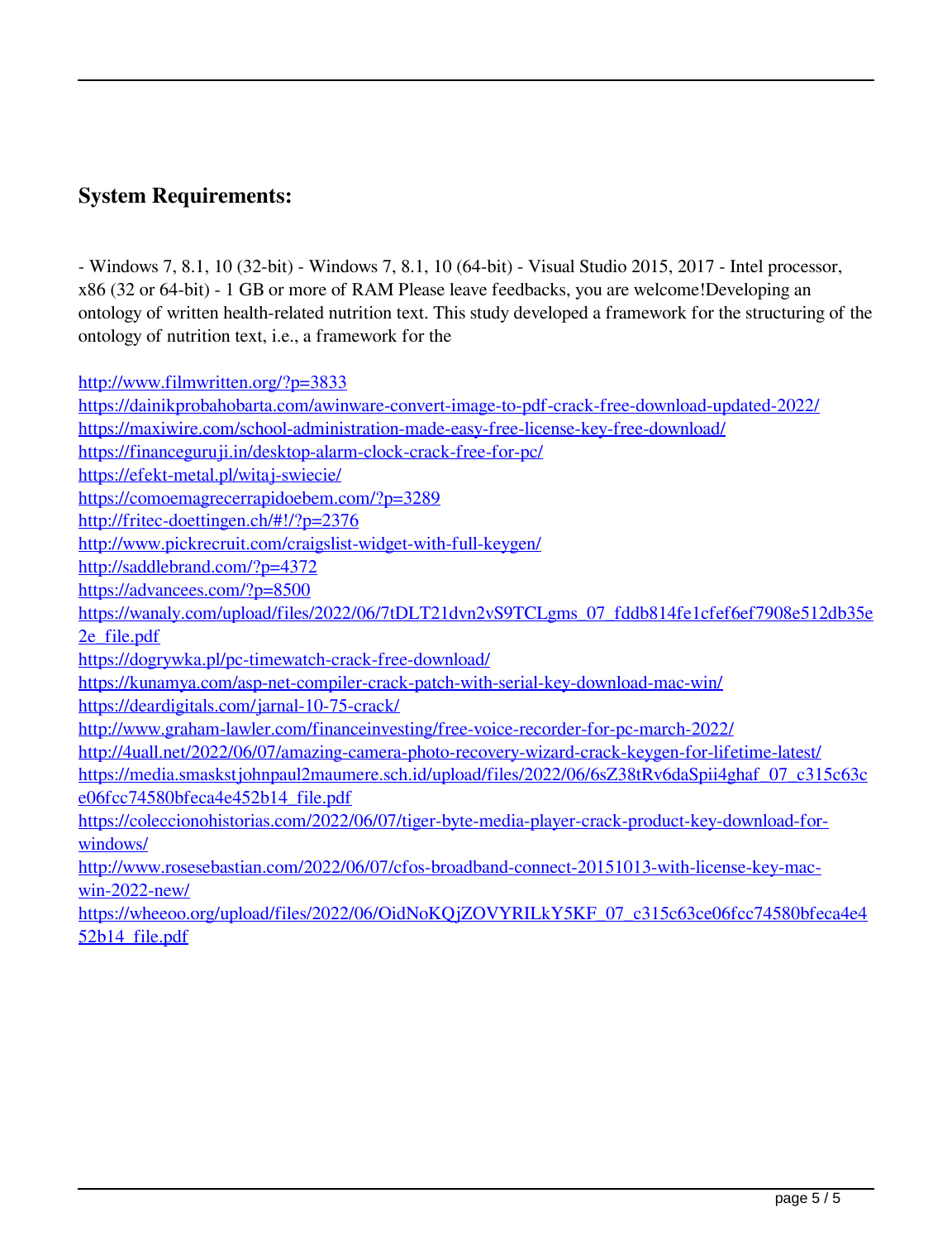## System Requirements:

- Windows 7, 8.1, 10 (32-bit) - Windows 7, 8.1, 10 (64-bit) - Visual Studio 2015, 2017 - Intel processor, x86 (32 or 64-bit) - 1 GB or more of RAM Please leave feedbacks, you are welcome!Developing an ontology of written health-related nutrition text. This study developed a framework for the structuring of the ontology of nutrition text, i.e., a framework for the

http://www.filmwritten.org/?p=3833
https://dainikprobahobarta.com/awinware-convert-image-to-pdf-crack-free-download-updated-2022/
https://maxiwire.com/school-administration-made-easy-free-license-key-free-download/
https://financeguruji.in/desktop-alarm-clock-crack-free-for-pc/
https://efekt-metal.pl/witaj-swiecie/
https://comoemagrecerrapidoebem.com/?p=3289
http://fritec-doettingen.ch/#!/?p=2376
http://www.pickrecruit.com/craigslist-widget-with-full-keygen/
http://saddlebrand.com/?p=4372
https://advancees.com/?p=8500
https://wanaly.com/upload/files/2022/06/7tDLT21dvn2vS9TCLgms_07_fddb814fe1cfef6ef7908e512db35e2e_file.pdf
https://dogrywka.pl/pc-timewatch-crack-free-download/
https://kunamya.com/asp-net-compiler-crack-patch-with-serial-key-download-mac-win/
https://deardigitals.com/jarnal-10-75-crack/
http://www.graham-lawler.com/financeinvesting/free-voice-recorder-for-pc-march-2022/
http://4uall.net/2022/06/07/amazing-camera-photo-recovery-wizard-crack-keygen-for-lifetime-latest/
https://media.smaskstjohnpaul2maumere.sch.id/upload/files/2022/06/6sZ38tRv6daSpii4ghaf_07_c315c63ce06fcc74580bfeca4e452b14_file.pdf
https://coleccionohistorias.com/2022/06/07/tiger-byte-media-player-crack-product-key-download-for-windows/
http://www.rosesebastian.com/2022/06/07/cfos-broadband-connect-20151013-with-license-key-mac-win-2022-new/
https://wheeoo.org/upload/files/2022/06/OidNoKQjZOVYRILkY5KF_07_c315c63ce06fcc74580bfeca4e452b14_file.pdf